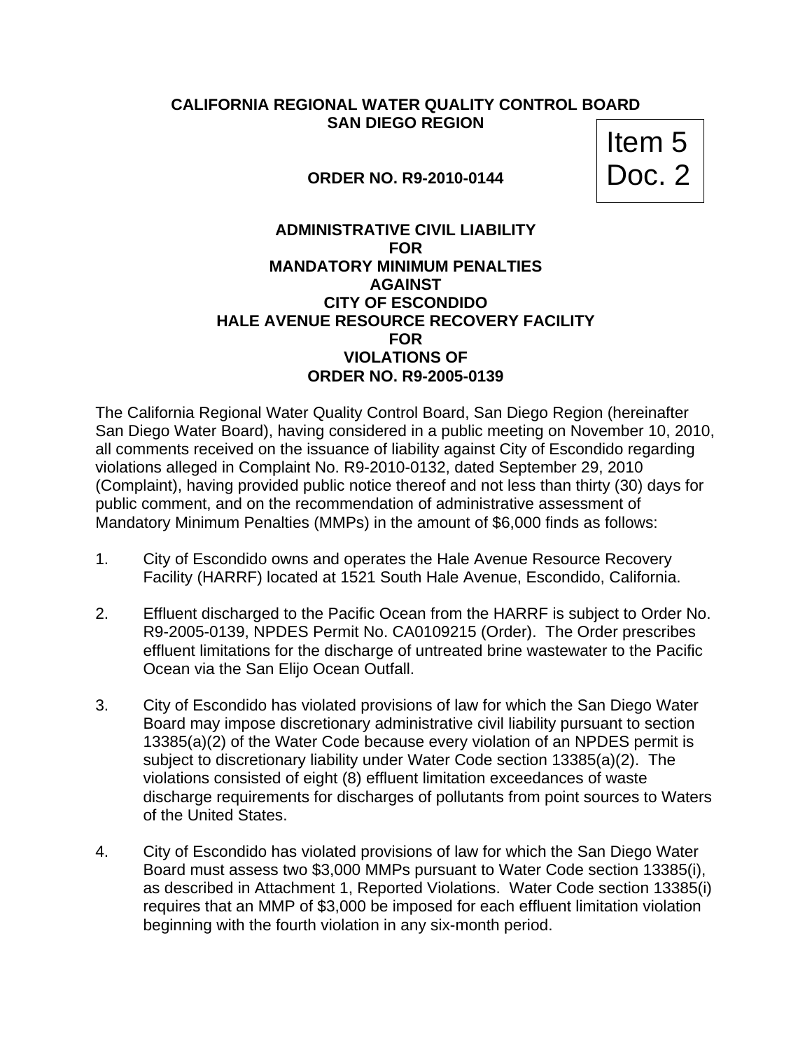**CALIFORNIA REGIONAL WATER QUALITY CONTROL BOARD**
**SAN DIEGO REGION**

Item 5
Doc. 2

**ORDER NO. R9-2010-0144**

**ADMINISTRATIVE CIVIL LIABILITY**
**FOR**
**MANDATORY MINIMUM PENALTIES**
**AGAINST**
**CITY OF ESCONDIDO**
**HALE AVENUE RESOURCE RECOVERY FACILITY**
**FOR**
**VIOLATIONS OF**
**ORDER NO. R9-2005-0139**

The California Regional Water Quality Control Board, San Diego Region (hereinafter San Diego Water Board), having considered in a public meeting on November 10, 2010, all comments received on the issuance of liability against City of Escondido regarding violations alleged in Complaint No. R9-2010-0132, dated September 29, 2010 (Complaint), having provided public notice thereof and not less than thirty (30) days for public comment, and on the recommendation of administrative assessment of Mandatory Minimum Penalties (MMPs) in the amount of $6,000 finds as follows:

1. City of Escondido owns and operates the Hale Avenue Resource Recovery Facility (HARRF) located at 1521 South Hale Avenue, Escondido, California.

2. Effluent discharged to the Pacific Ocean from the HARRF is subject to Order No. R9-2005-0139, NPDES Permit No. CA0109215 (Order). The Order prescribes effluent limitations for the discharge of untreated brine wastewater to the Pacific Ocean via the San Elijo Ocean Outfall.

3. City of Escondido has violated provisions of law for which the San Diego Water Board may impose discretionary administrative civil liability pursuant to section 13385(a)(2) of the Water Code because every violation of an NPDES permit is subject to discretionary liability under Water Code section 13385(a)(2). The violations consisted of eight (8) effluent limitation exceedances of waste discharge requirements for discharges of pollutants from point sources to Waters of the United States.

4. City of Escondido has violated provisions of law for which the San Diego Water Board must assess two $3,000 MMPs pursuant to Water Code section 13385(i), as described in Attachment 1, Reported Violations. Water Code section 13385(i) requires that an MMP of $3,000 be imposed for each effluent limitation violation beginning with the fourth violation in any six-month period.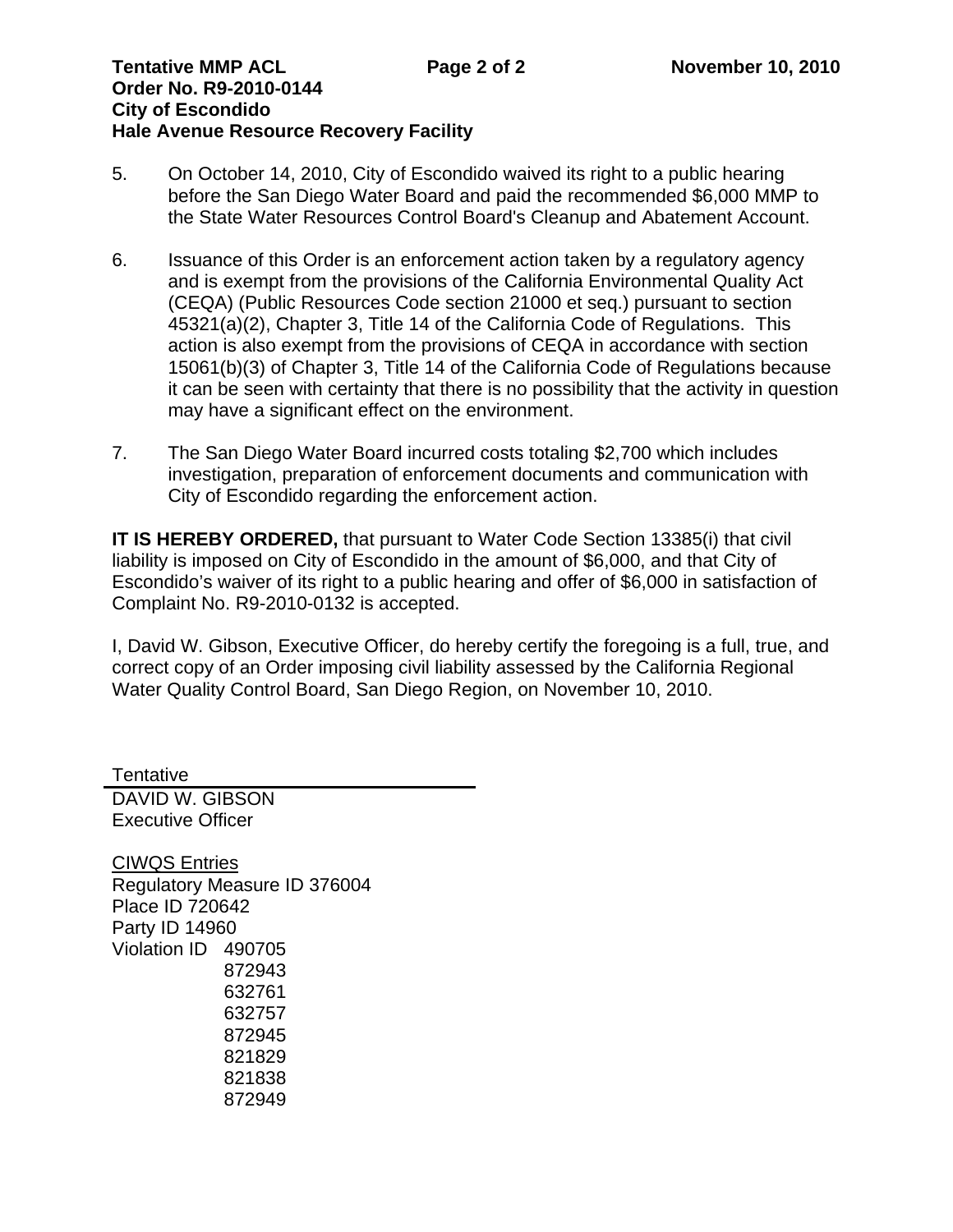5. On October 14, 2010, City of Escondido waived its right to a public hearing before the San Diego Water Board and paid the recommended $6,000 MMP to the State Water Resources Control Board's Cleanup and Abatement Account.

6. Issuance of this Order is an enforcement action taken by a regulatory agency and is exempt from the provisions of the California Environmental Quality Act (CEQA) (Public Resources Code section 21000 et seq.) pursuant to section 45321(a)(2), Chapter 3, Title 14 of the California Code of Regulations. This action is also exempt from the provisions of CEQA in accordance with section 15061(b)(3) of Chapter 3, Title 14 of the California Code of Regulations because it can be seen with certainty that there is no possibility that the activity in question may have a significant effect on the environment.

7. The San Diego Water Board incurred costs totaling $2,700 which includes investigation, preparation of enforcement documents and communication with City of Escondido regarding the enforcement action.

**IT IS HEREBY ORDERED,** that pursuant to Water Code Section 13385(i) that civil liability is imposed on City of Escondido in the amount of $6,000, and that City of Escondido's waiver of its right to a public hearing and offer of $6,000 in satisfaction of Complaint No. R9-2010-0132 is accepted.

I, David W. Gibson, Executive Officer, do hereby certify the foregoing is a full, true, and correct copy of an Order imposing civil liability assessed by the California Regional Water Quality Control Board, San Diego Region, on November 10, 2010.

Tentative

DAVID W. GIBSON
Executive Officer

CIWQS Entries
Regulatory Measure ID 376004
Place ID 720642
Party ID 14960
Violation ID 490705
872943
632761
632757
872945
821829
821838
872949